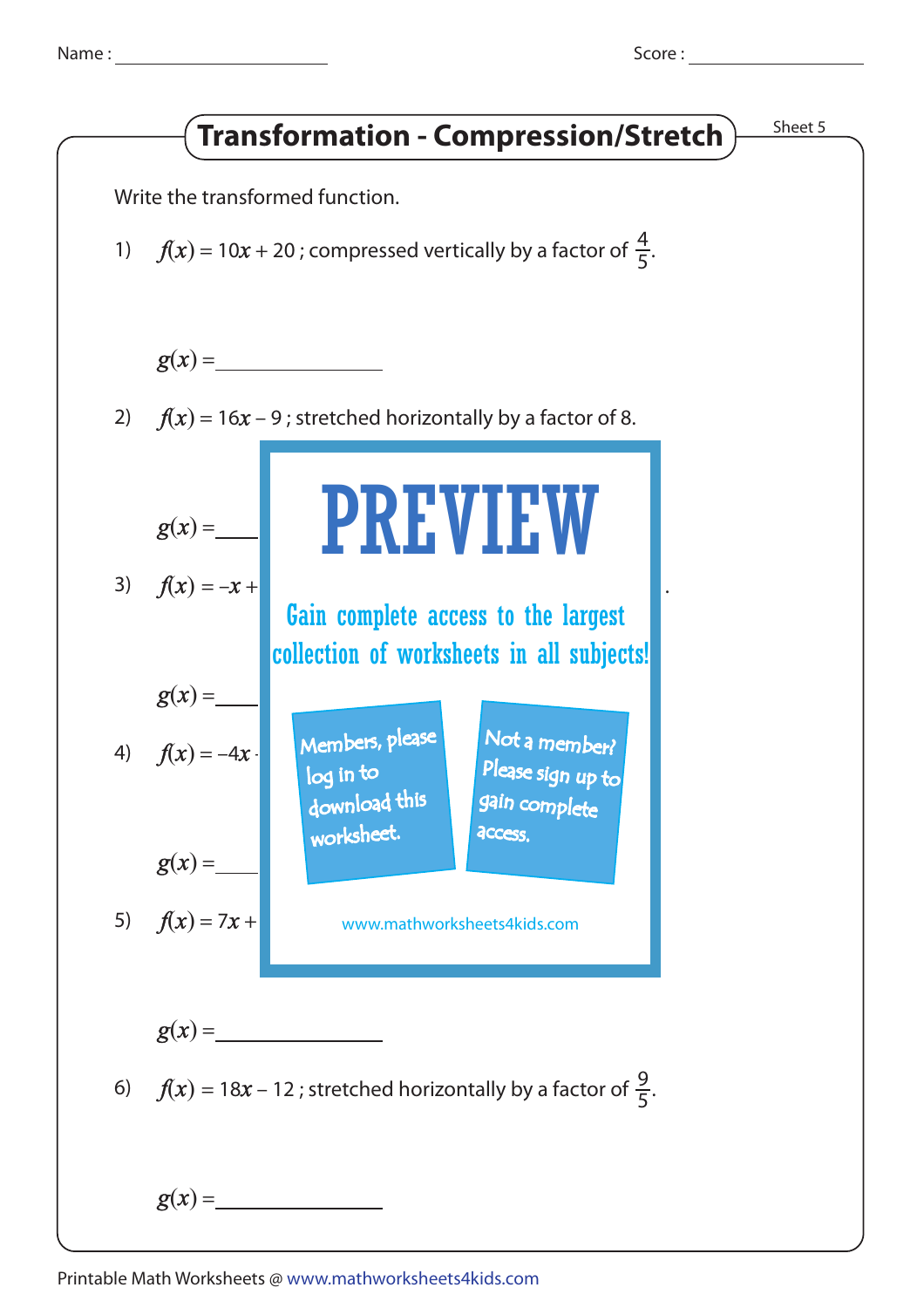Name : ____________________ Score : ____________________

# Transformation - Compression/Stretch

Sheet 5

Write the transformed function.

1) $f(x) = 10x + 20$ ; compressed vertically by a factor of $\frac{4}{5}$.

$g(x) =$ ______________

2) $f(x) = 16x - 9$ ; stretched horizontally by a factor of 8.

$g(x) =$ ______________

3) $f(x) = -x +$

$g(x) =$ ______________

4) $f(x) = -4x$

$g(x) =$ ______________

5) $f(x) = 7x +$

PREVIEW

Gain complete access to the largest collection of worksheets in all subjects!

Members, please log in to download this worksheet.

Not a member? Please sign up to gain complete access.

www.mathworksheets4kids.com

$g(x) =$ ______________

6) $f(x) = 18x - 12$ ; stretched horizontally by a factor of $\frac{9}{5}$.

$g(x) =$ ______________

Printable Math Worksheets @ www.mathworksheets4kids.com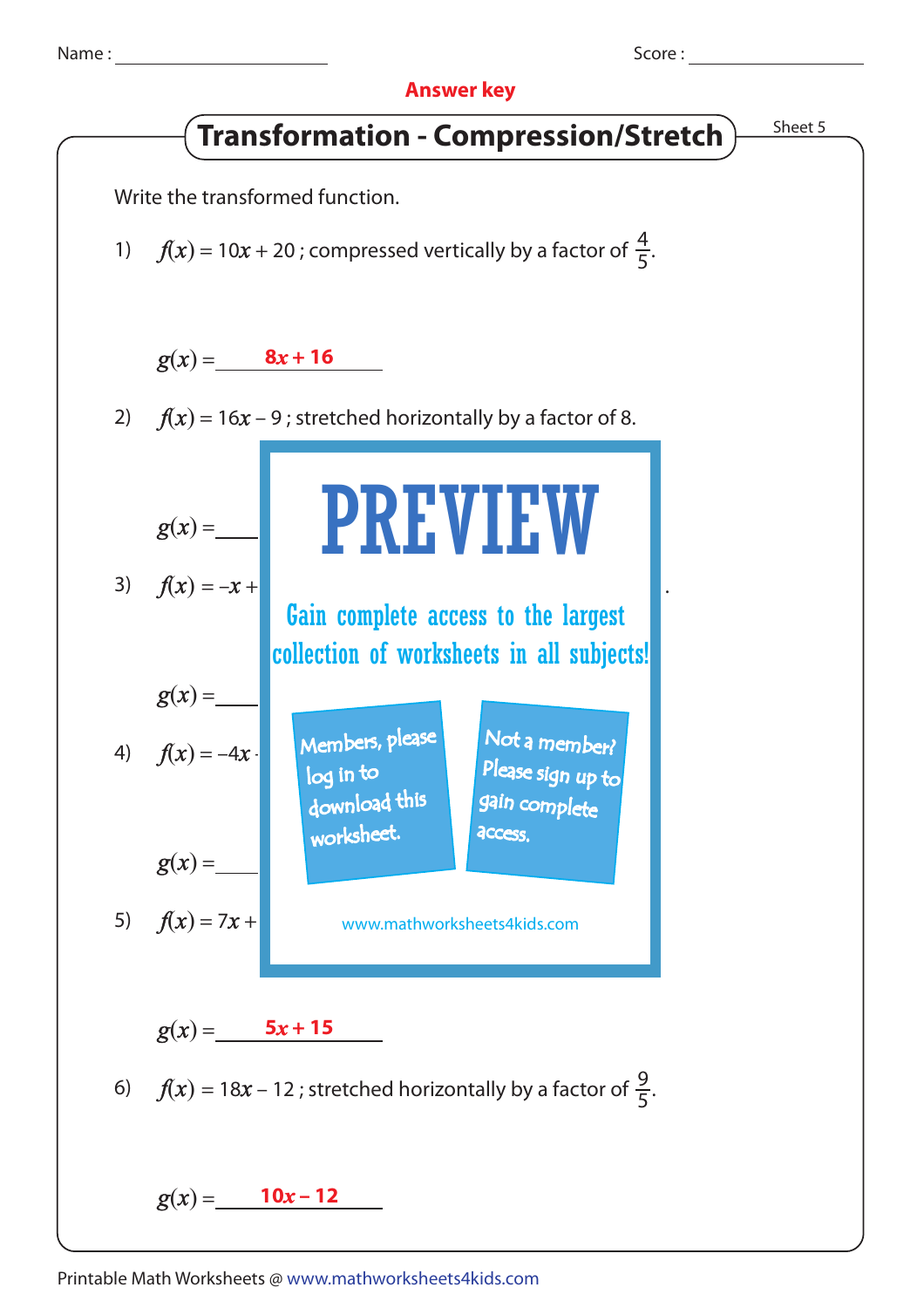Name : ______________________ Score : ______________________

**Answer key**

# Transformation - Compression/Stretch

Sheet 5

Write the transformed function.

1) $f(x) = 10x + 20$ ; compressed vertically by a factor of $\frac{4}{5}$.

$g(x) =$ **$8x + 16$**

2) $f(x) = 16x - 9$ ; stretched horizontally by a factor of 8.

$g(x) =$ ____

3) $f(x) = -x +$

$g(x) =$ ____

4) $f(x) = -4x$

$g(x) =$ ____

5) $f(x) = 7x +$

$g(x) =$ **$5x + 15$**

6) $f(x) = 18x - 12$ ; stretched horizontally by a factor of $\frac{9}{5}$.

$g(x) =$ **$10x - 12$**

PREVIEW

Gain complete access to the largest collection of worksheets in all subjects!

Members, please log in to download this worksheet.

Not a member? Please sign up to gain complete access.

www.mathworksheets4kids.com

Printable Math Worksheets @ www.mathworksheets4kids.com